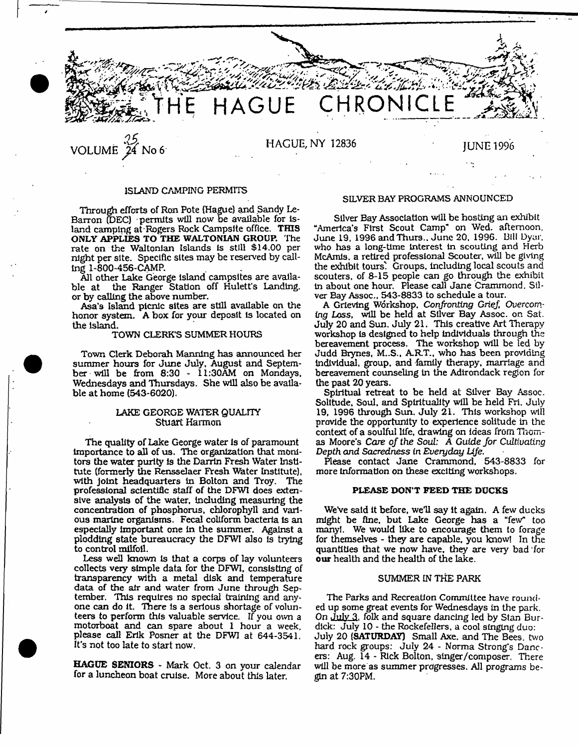# THE HAGUE CHRONICLE

VOLUME 25 No 6 — HAGUE, NY 12836 — JUNE 1996

### ISLAND CAMPING PERMITS

Through efforts of Ron Pote (Hague) and Sandy LeBarron (DEC) permits will now be available for island camping at Rogers Rock Campsite office. **THIS ONLY APPLIES TO THE WALTONIAN GROUP.** The rate on the Waltonian Islands is still $14.00 per night per site. Specific sites may be reserved by calling 1-800-456-CAMP.

All other Lake George island campsites are available at the Ranger Station off Hulett's Landing, or by calling the above number.

Asa's Island picnic sites are still available on the honor system. A box for your deposit is located on the island.

### TOWN CLERK'S SUMMER HOURS

Town Clerk Deborah Manning has announced her summer hours for June July, August and September will be from 8:30 - 11:30AM on Mondays, Wednesdays and Thursdays. She will also be available at home (543-6020).

### LAKE GEORGE WATER QUALITY
Stuart Harmon

The quality of Lake George water is of paramount importance to all of us. The organization that monitors the water purity is the Darrin Fresh Water Institute (formerly the Rensselaer Fresh Water Institute), with joint headquarters in Bolton and Troy. The professional scientific staff of the DFWI does extensive analysis of the water, including measuring the concentration of phosphorus, chlorophyll and various marine organisms. Fecal coliform bacteria is an especially important one in the summer. Against a plodding state bureaucracy the DFWI also is trying to control milfoil.

Less well known is that a corps of lay volunteers collects very simple data for the DFWI, consisting of transparency with a metal disk and temperature data of the air and water from June through September. This requires no special training and anyone can do it. There is a serious shortage of volunteers to perform this valuable service. If you own a motorboat and can spare about 1 hour a week, please call Erik Posner at the DFWI at 644-3541. It's not too late to start now.

**HAGUE SENIORS** - Mark Oct. 3 on your calendar for a luncheon boat cruise. More about this later.

### SILVER BAY PROGRAMS ANNOUNCED

Silver Bay Association will be hosting an exhibit "America's First Scout Camp" on Wed. afternoon, June 19, 1996 and Thurs., June 20, 1996. Bill Dyar, who has a long-time interest in scouting and Herb McAmis, a retired professional Scouter, will be giving the exhibit tours. Groups, including local scouts and scouters, of 8-15 people can go through the exhibit in about one hour. Please call Jane Crammond, Silver Bay Assoc., 543-8833 to schedule a tour.

A Grieving Workshop, *Confronting Grief, Overcoming Loss*, will be held at Silver Bay Assoc. on Sat. July 20 and Sun. July 21. This creative Art Therapy workshop is designed to help individuals through the bereavement process. The workshop will be led by Judd Brynes, M..S., A.R.T., who has been providing individual, group, and family therapy, marriage and bereavement counseling in the Adirondack region for the past 20 years.

Spiritual retreat to be held at Silver Bay Assoc. Solitude, Soul, and Spirituality will be held Fri. July 19, 1996 through Sun. July 21. This workshop will provide the opportunity to experience solitude in the context of a soulful life, drawing on ideas from Thomas Moore's *Care of the Soul: A Guide for Cultivating Depth and Sacredness in Everyday Life*.

Please contact Jane Crammond, 543-8833 for more information on these exciting workshops.

### PLEASE DON'T FEED THE DUCKS

We've said it before, we'll say it again. A few ducks might be fine, but Lake George has a "few" too many! We would like to encourage them to forage for themselves - they are capable, you know! In the quantities that we now have, they are very bad for **our** health and the health of the lake.

### SUMMER IN THE PARK

The Parks and Recreation Committee have rounded up some great events for Wednesdays in the park. On July 3, folk and square dancing led by Stan Burdick: July 10 - the Rockefellers, a cool singing duo: July 20 **(SATURDAY)** Small Axe, and The Bees, two hard rock groups: July 24 - Norma Strong's Dancers: Aug. 14 - Rick Bolton, singer/composer. There will be more as summer progresses. All programs begin at 7:30PM.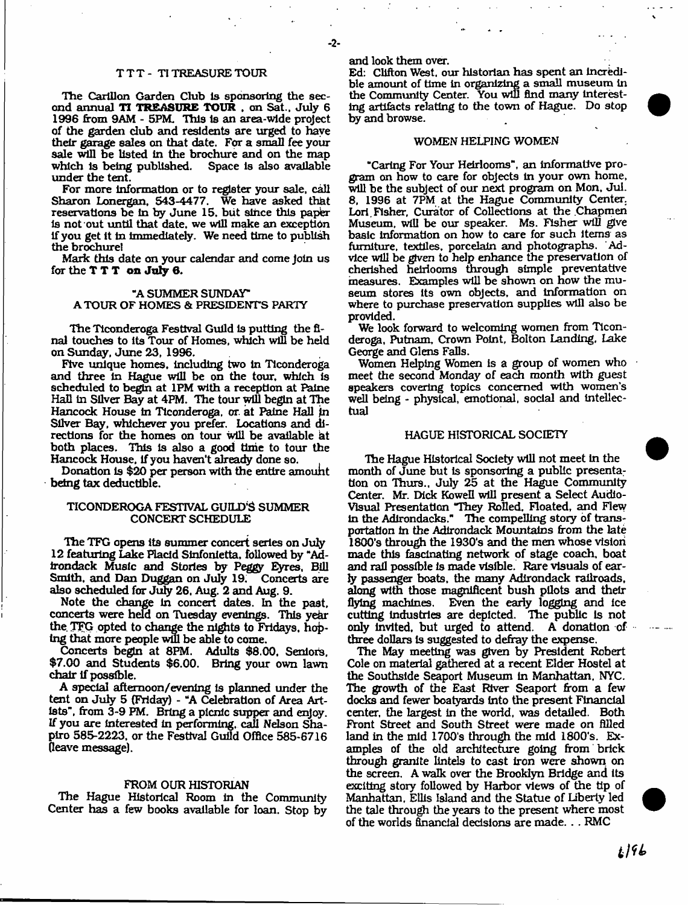## T T T - TI TREASURE TOUR

The Carillon Garden Club is sponsoring the second annual **TI TREASURE TOUR**, on Sat., July 6 1996 from 9AM - 5PM. This is an area-wide project of the garden club and residents are urged to have their garage sales on that date. For a small fee your sale will be listed in the brochure and on the map which is being published. Space is also available under the tent.

For more information or to register your sale, call Sharon Lonergan, 543-4477. We have asked that reservations be in by June 15, but since this paper is not out until that date, we will make an exception if you get it in immediately. We need time to publish the brochure!

Mark this date on your calendar and come join us for the **T T T on July 6.**

## "A SUMMER SUNDAY" A TOUR OF HOMES & PRESIDENT'S PARTY

The Ticonderoga Festival Guild is putting the final touches to its Tour of Homes, which will be held on Sunday, June 23, 1996.

Five unique homes, including two in Ticonderoga and three in Hague will be on the tour, which is scheduled to begin at 1PM with a reception at Paine Hall in Silver Bay at 4PM. The tour will begin at The Hancock House in Ticonderoga, or at Paine Hall in Silver Bay, whichever you prefer. Locations and directions for the homes on tour will be available at both places. This is also a good time to tour the Hancock House, if you haven't already done so.

Donation is $20 per person with the entire amount being tax deductible.

## TICONDEROGA FESTIVAL GUILD'S SUMMER CONCERT SCHEDULE

The TFG opens its summer concert series on July 12 featuring Lake Placid Sinfonietta, followed by "Adirondack Music and Stories by Peggy Eyres, Bill Smith, and Dan Duggan on July 19. Concerts are also scheduled for July 26, Aug. 2 and Aug. 9.

Note the change in concert dates. In the past, concerts were held on Tuesday evenings. This year the TFG opted to change the nights to Fridays, hoping that more people will be able to come.

Concerts begin at 8PM. Adults $8.00, Seniors, $7.00 and Students $6.00. Bring your own lawn chair if possible.

A special afternoon/evening is planned under the tent on July 5 (Friday) - "A Celebration of Area Artists", from 3-9 PM. Bring a picnic supper and enjoy. If you are interested in performing, call Nelson Shapiro 585-2223, or the Festival Guild Office 585-6716 (leave message).

## FROM OUR HISTORIAN

The Hague Historical Room in the Community Center has a few books available for loan. Stop by and look them over.

Ed: Clifton West, our historian has spent an incredible amount of time in organizing a small museum in the Community Center. You will find many interesting artifacts relating to the town of Hague. Do stop by and browse.

## WOMEN HELPING WOMEN

"Caring For Your Heirlooms", an informative program on how to care for objects in your own home, will be the subject of our next program on Mon, Jul. 8, 1996 at 7PM at the Hague Community Center. Lori Fisher, Curator of Collections at the Chapmen Museum, will be our speaker. Ms. Fisher will give basic information on how to care for such items as furniture, textiles, porcelain and photographs. Advice will be given to help enhance the preservation of cherished heirlooms through simple preventative measures. Examples will be shown on how the museum stores its own objects, and information on where to purchase preservation supplies will also be provided.

We look forward to welcoming women from Ticonderoga, Putnam, Crown Point, Bolton Landing, Lake George and Glens Falls.

Women Helping Women is a group of women who meet the second Monday of each month with guest speakers covering topics concerned with women's well being - physical, emotional, social and intellectual

## HAGUE HISTORICAL SOCIETY

The Hague Historical Society will not meet in the month of June but is sponsoring a public presentation on Thurs., July 25 at the Hague Community Center. Mr. Dick Kowell will present a Select Audio-Visual Presentation "They Rolled, Floated, and Flew in the Adirondacks." The compelling story of transportation in the Adirondack Mountains from the late 1800's through the 1930's and the men whose vision made this fascinating network of stage coach, boat and rail possible is made visible. Rare visuals of early passenger boats, the many Adirondack railroads, along with those magnificent bush pilots and their flying machines. Even the early logging and ice cutting industries are depicted. The public is not only invited, but urged to attend. A donation of three dollars is suggested to defray the expense.

The May meeting was given by President Robert Cole on material gathered at a recent Elder Hostel at the Southside Seaport Museum in Manhattan, NYC. The growth of the East River Seaport from a few docks and fewer boatyards into the present Financial center, the largest in the world, was detailed. Both Front Street and South Street were made on filled land in the mid 1700's through the mid 1800's. Examples of the old architecture going from brick through granite lintels to cast iron were shown on the screen. A walk over the Brooklyn Bridge and its exciting story followed by Harbor views of the tip of Manhattan, Ellis Island and the Statue of Liberty led the tale through the years to the present where most of the worlds financial decisions are made. . . RMC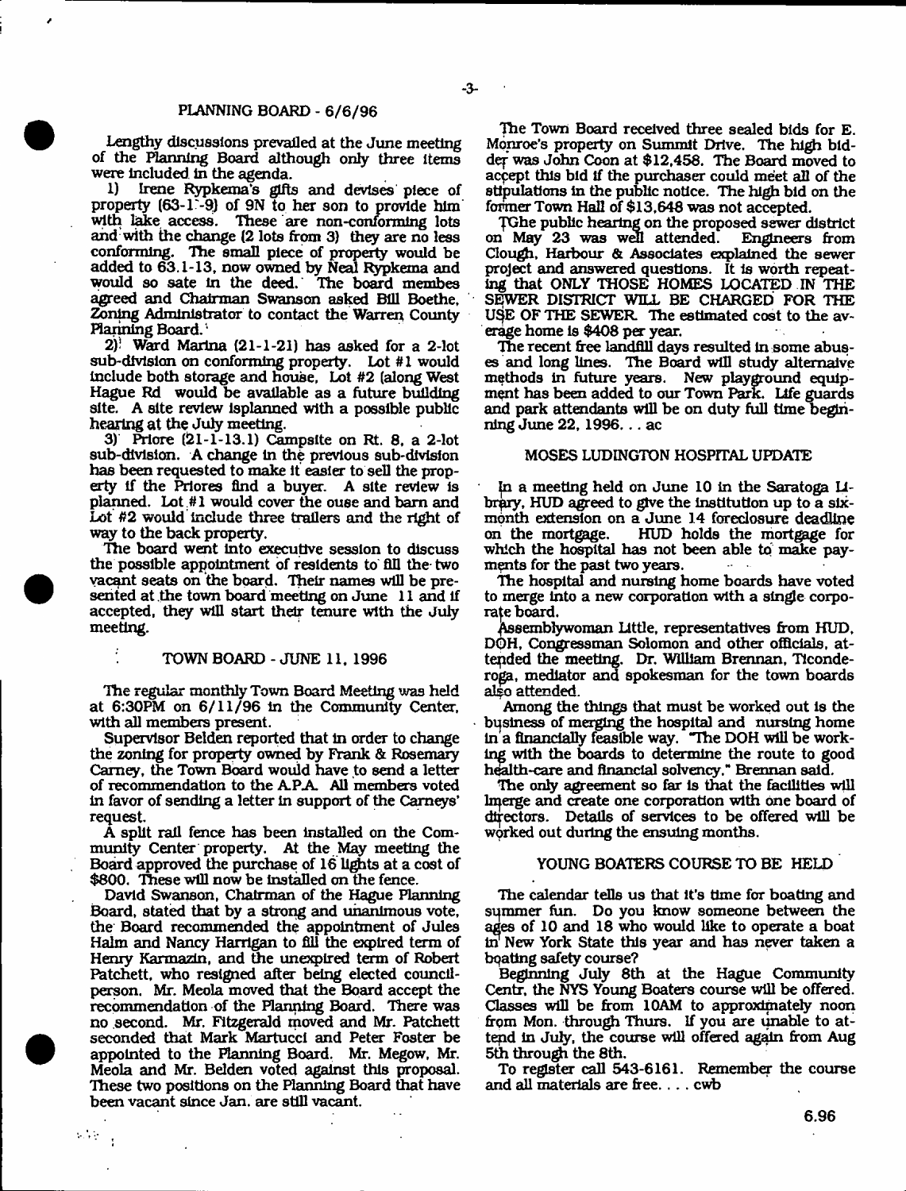## PLANNING BOARD - 6/6/96

Lengthy discussions prevailed at the June meeting of the Planning Board although only three items were included in the agenda.

1) Irene Rypkema's gifts and devises piece of property (63-1-9) of 9N to her son to provide him with lake access. These are non-conforming lots and with the change (2 lots from 3) they are no less conforming. The small piece of property would be added to 63.1-13, now owned by Neal Rypkema and would so sate in the deed. The board membes agreed and Chairman Swanson asked Bill Boethe, Zoning Administrator to contact the Warren County Planning Board.

2) Ward Marina (21-1-21) has asked for a 2-lot sub-division on conforming property. Lot #1 would include both storage and house, Lot #2 (along West Hague Rd would be available as a future building site. A site review isplanned with a possible public hearing at the July meeting.

3) Priore (21-1-13.1) Campsite on Rt. 8, a 2-lot sub-division. A change in the previous sub-division has been requested to make it easier to sell the property if the Priores find a buyer. A site review is planned. Lot #1 would cover the ouse and barn and Lot #2 would include three trailers and the right of way to the back property.

The board went into executive session to discuss the possible appointment of residents to fill the two vacant seats on the board. Their names will be presented at the town board meeting on June 11 and if accepted, they will start their tenure with the July meeting.

## TOWN BOARD - JUNE 11, 1996

The regular monthly Town Board Meeting was held at 6:30PM on 6/11/96 in the Community Center, with all members present.

Supervisor Belden reported that in order to change the zoning for property owned by Frank & Rosemary Carney, the Town Board would have to send a letter of recommendation to the A.P.A. All members voted in favor of sending a letter in support of the Carneys' request.

A split rail fence has been installed on the Community Center property. At the May meeting the Board approved the purchase of 16 lights at a cost of $800. These will now be installed on the fence.

David Swanson, Chairman of the Hague Planning Board, stated that by a strong and unanimous vote, the Board recommended the appointment of Jules Halm and Nancy Harrigan to fill the expired term of Henry Karmazin, and the unexpired term of Robert Patchett, who resigned after being elected councilperson. Mr. Meola moved that the Board accept the recommendation of the Planning Board. There was no second. Mr. Fitzgerald moved and Mr. Patchett seconded that Mark Martucci and Peter Foster be appointed to the Planning Board. Mr. Megow, Mr. Meola and Mr. Belden voted against this proposal. These two positions on the Planning Board that have been vacant since Jan. are still vacant.

The Town Board received three sealed bids for E. Monroe's property on Summit Drive. The high bidder was John Coon at $12,458. The Board moved to accept this bid if the purchaser could meet all of the stipulations in the public notice. The high bid on the former Town Hall of $13,648 was not accepted.

TGhe public hearing on the proposed sewer district on May 23 was well attended. Engineers from Clough, Harbour & Associates explained the sewer project and answered questions. It is worth repeating that ONLY THOSE HOMES LOCATED IN THE SEWER DISTRICT WILL BE CHARGED FOR THE USE OF THE SEWER. The estimated cost to the average home is $408 per year.

The recent free landfill days resulted in some abuses and long lines. The Board will study alternaive methods in future years. New playground equipment has been added to our Town Park. Life guards and park attendants will be on duty full time beginning June 22, 1996. . . ac

## MOSES LUDINGTON HOSPITAL UPDATE

In a meeting held on June 10 in the Saratoga Library, HUD agreed to give the institution up to a six-month extension on a June 14 foreclosure deadline on the mortgage. HUD holds the mortgage for which the hospital has not been able to make payments for the past two years.

The hospital and nursing home boards have voted to merge into a new corporation with a single corporate board.

Assemblywoman Little, representatives from HUD, DOH, Congressman Solomon and other officials, attended the meeting. Dr. William Brennan, Ticonderoga, mediator and spokesman for the town boards also attended.

Among the things that must be worked out is the business of merging the hospital and nursing home in a financially feasible way. "The DOH will be working with the boards to determine the route to good health-care and financial solvency," Brennan said.

The only agreement so far is that the facilities will lmerge and create one corporation with one board of directors. Details of services to be offered will be worked out during the ensuing months.

## YOUNG BOATERS COURSE TO BE HELD

The calendar tells us that it's time for boating and summer fun. Do you know someone between the ages of 10 and 18 who would like to operate a boat in New York State this year and has never taken a boating safety course?

Beginning July 8th at the Hague Community Centr, the NYS Young Boaters course will be offered. Classes will be from 10AM to approximately noon from Mon. through Thurs. If you are unable to attend in July, the course will offered again from Aug 5th through the 8th.

To register call 543-6161. Remember the course and all materials are free. . . . cwb

6.96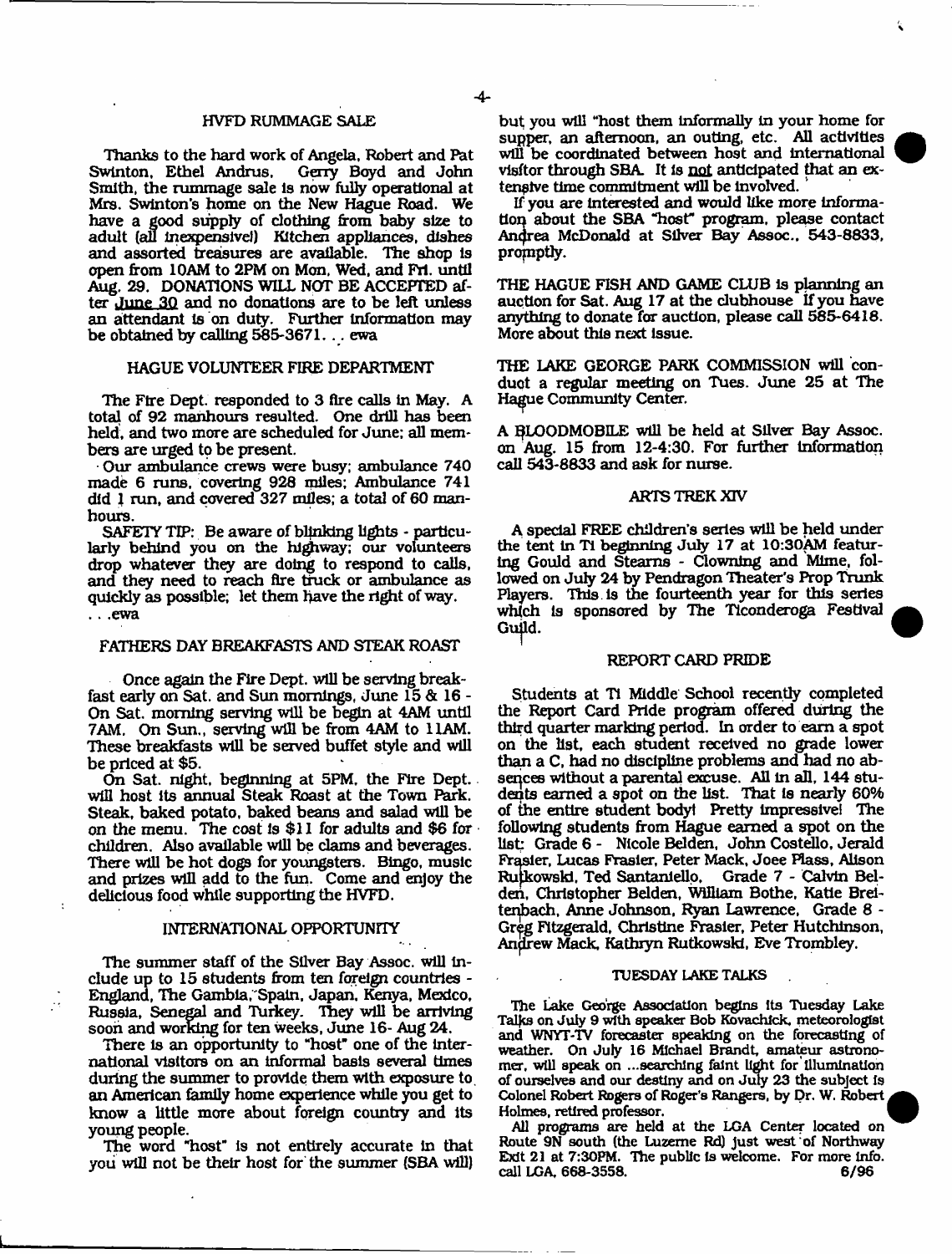## HVFD RUMMAGE SALE

Thanks to the hard work of Angela, Robert and Pat Swinton, Ethel Andrus, Gerry Boyd and John Smith, the rummage sale is now fully operational at Mrs. Swinton's home on the New Hague Road. We have a good supply of clothing from baby size to adult (all inexpensive!) Kitchen appliances, dishes and assorted treasures are available. The shop is open from 10AM to 2PM on Mon, Wed, and Fri. until Aug. 29. DONATIONS WILL NOT BE ACCEPTED after June 30 and no donations are to be left unless an attendant is on duty. Further information may be obtained by calling 585-3671. . . ewa

## HAGUE VOLUNTEER FIRE DEPARTMENT

The Fire Dept. responded to 3 fire calls in May. A total of 92 manhours resulted. One drill has been held, and two more are scheduled for June; all members are urged to be present.

Our ambulance crews were busy; ambulance 740 made 6 runs, covering 928 miles; Ambulance 741 did 1 run, and covered 327 miles; a total of 60 manhours.

SAFETY TIP: Be aware of blinking lights - particularly behind you on the highway; our volunteers drop whatever they are doing to respond to calls, and they need to reach fire truck or ambulance as quickly as possible; let them have the right of way. . . .ewa

## FATHERS DAY BREAKFASTS AND STEAK ROAST

Once again the Fire Dept. will be serving breakfast early on Sat. and Sun mornings, June 15 & 16 - On Sat. morning serving will be begin at 4AM until 7AM. On Sun., serving will be from 4AM to 11AM. These breakfasts will be served buffet style and will be priced at $5.

On Sat. night, beginning at 5PM, the Fire Dept. will host its annual Steak Roast at the Town Park. Steak, baked potato, baked beans and salad will be on the menu. The cost is $11 for adults and $6 for children. Also available will be clams and beverages. There will be hot dogs for youngsters. Bingo, music and prizes will add to the fun. Come and enjoy the delicious food while supporting the HVFD.

## INTERNATIONAL OPPORTUNITY

The summer staff of the Silver Bay Assoc. will include up to 15 students from ten foreign countries - England, The Gambia, Spain, Japan, Kenya, Mexico, Russia, Senegal and Turkey. They will be arriving soon and working for ten weeks, June 16- Aug 24.

There is an opportunity to "host" one of the international visitors on an informal basis several times during the summer to provide them with exposure to an American family home experience while you get to know a little more about foreign country and its young people.

The word "host" is not entirely accurate in that you will not be their host for the summer (SBA will) but you will "host them informally in your home for supper, an afternoon, an outing, etc. All activities will be coordinated between host and international visitor through SBA. It is not anticipated that an extensive time commitment will be involved.

If you are interested and would like more information about the SBA "host" program, please contact Andrea McDonald at Silver Bay Assoc., 543-8833, promptly.

THE HAGUE FISH AND GAME CLUB is planning an auction for Sat. Aug 17 at the clubhouse If you have anything to donate for auction, please call 585-6418. More about this next issue.

THE LAKE GEORGE PARK COMMISSION will conduct a regular meeting on Tues. June 25 at The Hague Community Center.

A BLOODMOBILE will be held at Silver Bay Assoc. on Aug. 15 from 12-4:30. For further information call 543-8833 and ask for nurse.

## ARTS TREK XIV

A special FREE children's series will be held under the tent in Ti beginning July 17 at 10:30AM featuring Gould and Stearns - Clowning and Mime, followed on July 24 by Pendragon Theater's Prop Trunk Players. This is the fourteenth year for this series which is sponsored by The Ticonderoga Festival Guild.

## REPORT CARD PRIDE

Students at Ti Middle School recently completed the Report Card Pride program offered during the third quarter marking period. In order to earn a spot on the list, each student received no grade lower than a C, had no discipline problems and had no absences without a parental excuse. All in all, 144 students earned a spot on the list. That is nearly 60% of the entire student body! Pretty impressive! The following students from Hague earned a spot on the list: Grade 6 - Nicole Belden, John Costello, Jerald Frasier, Lucas Frasier, Peter Mack, Joee Plass, Alison Rutkowski, Ted Santaniello, Grade 7 - Calvin Belden, Christopher Belden, William Bothe, Katie Breitenbach, Anne Johnson, Ryan Lawrence, Grade 8 - Greg Fitzgerald, Christine Frasier, Peter Hutchinson, Andrew Mack, Kathryn Rutkowski, Eve Trombley.

## TUESDAY LAKE TALKS

The Lake George Association begins its Tuesday Lake Talks on July 9 with speaker Bob Kovachick, meteorologist and WNYT-TV forecaster speaking on the forecasting of weather. On July 16 Michael Brandt, amateur astronomer, will speak on ...searching faint light for illumination of ourselves and our destiny and on July 23 the subject is Colonel Robert Rogers of Roger's Rangers, by Dr. W. Robert Holmes, retired professor.

All programs are held at the LGA Center located on Route 9N south (the Luzerne Rd) just west of Northway Exit 21 at 7:30PM. The public is welcome. For more info. call LGA, 668-3558. 6/96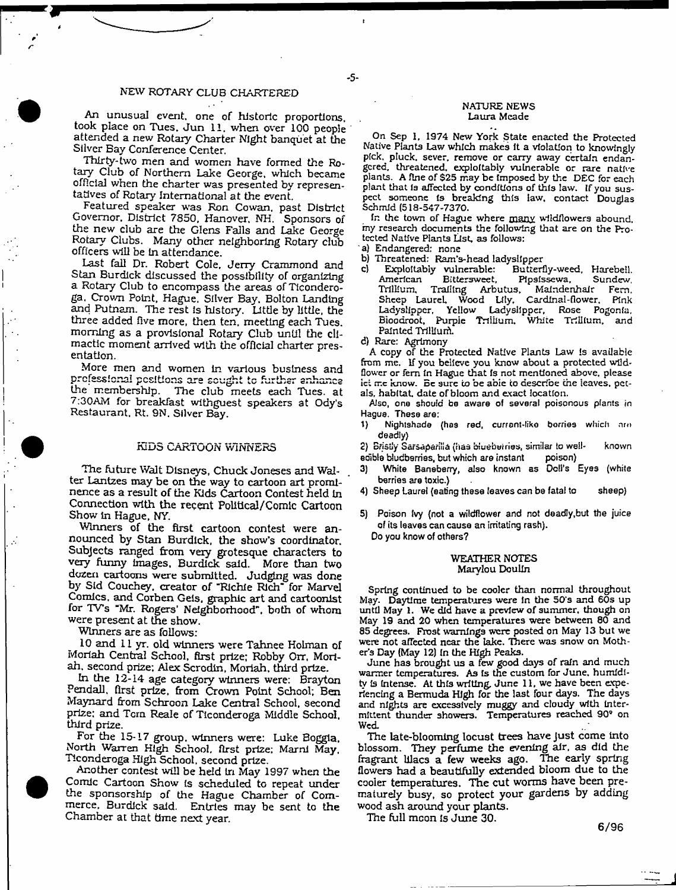## NEW ROTARY CLUB CHARTERED

An unusual event, one of historic proportions, took place on Tues. Jun 11, when over 100 people attended a new Rotary Charter Night banquet at the Silver Bay Conference Center.

Thirty-two men and women have formed the Rotary Club of Northern Lake George, which became official when the charter was presented by representatives of Rotary International at the event.

Featured speaker was Ron Cowan, past District Governor, District 7850, Hanover, NH. Sponsors of the new club are the Glens Falls and Lake George Rotary Clubs. Many other neighboring Rotary club officers will be in attendance.

Last fall Dr. Robert Cole, Jerry Crammond and Stan Burdick discussed the possibility of organizing a Rotary Club to encompass the areas of Ticonderoga, Crown Point, Hague, Silver Bay, Bolton Landing and Putnam. The rest is history. Little by little, the three added five more, then ten, meeting each Tues. morning as a provisional Rotary Club until the climactic moment arrived with the official charter presentation.

More men and women in various business and professional positions are sought to further enhance the membership. The club meets each Tues. at 7:30AM for breakfast withguest speakers at Ody's Restaurant, Rt. 9N, Silver Bay.

## KIDS CARTOON WINNERS

The future Walt Disneys, Chuck Joneses and Walter Lantzes may be on the way to cartoon art prominence as a result of the Kids Cartoon Contest held in Connection with the recent Political/Comic Cartoon Show in Hague, NY.

Winners of the first cartoon contest were announced by Stan Burdick, the show's coordinator. Subjects ranged from very grotesque characters to very funny images, Burdick said. More than two dozen cartoons were submitted. Judging was done by Sid Couchey, creator of "Richie Rich" for Marvel Comics, and Corben Geis, graphic art and cartoonist for TV's "Mr. Rogers' Neighborhood", both of whom were present at the show.

Winners are as follows:

10 and 11 yr. old winners were Tahnee Holman of Moriah Central School, first prize; Robby Orr, Moriah, second prize; Alex Scrodin, Moriah, third prize.

In the 12-14 age category winners were: Brayton Pendall, first prize, from Crown Point School; Ben Maynard from Schroon Lake Central School, second prize; and Tom Reale of Ticonderoga Middle School, third prize.

For the 15-17 group, winners were: Luke Boggia, North Warren High School, first prize; Marni May, Ticonderoga High School, second prize.

Another contest will be held in May 1997 when the Comic Cartoon Show is scheduled to repeat under the sponsorship of the Hague Chamber of Commerce, Burdick said. Entries may be sent to the Chamber at that time next year.

## NATURE NEWS
Laura Meade

On Sep 1, 1974 New York State enacted the Protected Native Plants Law which makes it a violation to knowingly pick, pluck, sever, remove or carry away certain endangered, threatened, exploitably vulnerable or rare native plants. A fine of $25 may be imposed by the DEC for each plant that is affected by conditions of this law. If you suspect someone is breaking this law, contact Douglas Schmid (518-547-7370.

In the town of Hague where many wildflowers abound, my research documents the following that are on the Protected Native Plants List, as follows:

a) Endangered: none
b) Threatened: Ram's-head ladyslipper
c) Exploitably vulnerable: Butterfly-weed, Harebell, American Bittersweet, Pipsissewa, Sundew, Trillium, Trailing Arbutus, Maindenhair Fern, Sheep Laurel, Wood Lily, Cardinal-flower, Pink Ladyslipper, Yellow Ladyslipper, Rose Pogonia, Bloodroot, Purple Trillium, White Trillum, and Painted Trillium.
d) Rare: Agrimony

A copy of the Protected Native Plants Law is available from me. If you believe you know about a protected wildflower or fern in Hague that is not mentioned above, please let me know. Be sure to be able to describe the leaves, petals, habitat, date of bloom and exact location.

Also, one should be aware of several poisonous plants in Hague. These are:

1) Nightshade (has red, current-like berries which are deadly)
2) Bristly Sarsaparilla (has blueberries, similar to well-known edible bludberries, but which are instant poison)
3) White Baneberry, also known as Doll's Eyes (white berries are toxic.)
4) Sheep Laurel (eating these leaves can be fatal to sheep)
5) Poison Ivy (not a wildflower and not deadly,but the juice of its leaves can cause an irritating rash).

Do you know of others?

## WEATHER NOTES
Marylou Doulin

Spring continued to be cooler than normal throughout May. Daytime temperatures were in the 50's and 60s up until May 1. We did have a preview of summer, though on May 19 and 20 when temperatures were between 80 and 85 degrees. Frost warnings were posted on May 13 but we were not affected near the lake. There was snow on Mother's Day (May 12) in the High Peaks.

June has brought us a few good days of rain and much warmer temperatures. As is the custom for June, humidity is intense. At this writing, June 11, we have been experiencing a Bermuda High for the last four days. The days and nights are excessively muggy and cloudy with intermittent thunder showers. Temperatures reached 90° on Wed.

The late-blooming locust trees have just come into blossom. They perfume the evening air, as did the fragrant lilacs a few weeks ago. The early spring flowers had a beautifully extended bloom due to the cooler temperatures. The cut worms have been prematurely busy, so protect your gardens by adding wood ash around your plants.

The full moon is June 30.

6/96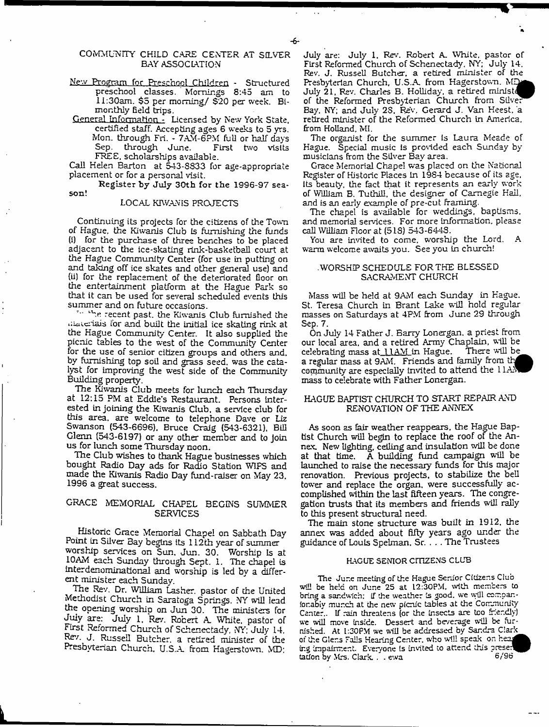## COMMUNITY CHILD CARE CENTER AT SILVER BAY ASSOCIATION

New Program for Preschool Children - Structured preschool classes. Mornings 8:45 am to 11:30am. $5 per morning/ $20 per week. Bi-monthly field trips.

General Information - Licensed by New York State, certified staff. Accepting ages 6 weeks to 5 yrs. Mon. through Fri. - 7AM-6PM full or half days Sep. through June. First two visits FREE, scholarships available.

Call Helen Barton at 543-8833 for age-appropriate placement or for a personal visit.

**Register by July 30th for the 1996-97 season!**

## LOCAL KIWANIS PROJECTS

Continuing its projects for the citizens of the Town of Hague, the Kiwanis Club is furnishing the funds (i) for the purchase of three benches to be placed adjacent to the ice-skating rink-basketball court at the Hague Community Center (for use in putting on and taking off ice skates and other general use) and (ii) for the replacement of the deteriorated floor on the entertainment platform at the Hague Park so that it can be used for several scheduled events this summer and on future occasions.

In the recent past, the Kiwanis Club furnished the materials for and built the initial ice skating rink at the Hague Community Center. It also supplied the picnic tables to the west of the Community Center for the use of senior citizen groups and others and, by furnishing top soil and grass seed, was the catalyst for improving the west side of the Community Building property.

The Kiwanis Club meets for lunch each Thursday at 12:15 PM at Eddie's Restaurant. Persons interested in joining the Kiwanis Club, a service club for this area, are welcome to telephone Dave or Liz Swanson (543-6696), Bruce Craig (543-6321), Bill Glenn (543-6197) or any other member and to join us for lunch some Thursday noon.

The Club wishes to thank Hague businesses which bought Radio Day ads for Radio Station WIPS and made the Kiwanis Radio Day fund-raiser on May 23, 1996 a great success.

## GRACE MEMORIAL CHAPEL BEGINS SUMMER SERVICES

Historic Grace Memorial Chapel on Sabbath Day Point in Silver Bay begins its 112th year of summer worship services on Sun, Jun. 30. Worship is at 10AM each Sunday through Sept. 1. The chapel is interdenominational and worship is led by a different minister each Sunday.

The Rev. Dr. William Lasher, pastor of the United Methodist Church in Saratoga Springs, NY will lead the opening worship on Jun 30. The ministers for July are: July 1, Rev. Robert A. White, pastor of First Reformed Church of Schenectady, NY; July 14, Rev. J. Russell Butcher, a retired minister of the Presbyterian Church, U.S.A. from Hagerstown, MD; July 21, Rev. Charles B. Holliday, a retired minister of the Reformed Presbyterian Church from Silver Bay, NY; and July 28, Rev. Gerard J. Van Heest, a retired minister of the Reformed Church in America, from Holland, MI.

The organist for the summer is Laura Meade of Hague. Special music is provided each Sunday by musicians from the Silver Bay area.

Grace Memorial Chapel was placed on the National Register of Historic Places in 1984 because of its age, its beauty, the fact that it represents an early work of William B. Tuthill, the designer of Carnegie Hall, and is an early example of pre-cut framing.

The chapel is available for weddings, baptisms, and memorial services. For more information, please call William Floor at (518) 543-6448.

You are invited to come, worship the Lord. A warm welcome awaits you. See you in church!

## WORSHIP SCHEDULE FOR THE BLESSED SACRAMENT CHURCH

Mass will be held at 9AM each Sunday in Hague. St. Teresa Church in Brant Lake will hold regular masses on Saturdays at 4PM from June 29 through Sep. 7.

On July 14 Father J. Barry Lonergan, a priest from our local area, and a retired Army Chaplain, will be celebrating mass at 11AM in Hague. There will be a regular mass at 9AM. Friends and family from the community are especially invited to attend the 11AM mass to celebrate with Father Lonergan.

## HAGUE BAPTIST CHURCH TO START REPAIR AND RENOVATION OF THE ANNEX

As soon as fair weather reappears, the Hague Baptist Church will begin to replace the roof of the Annex. New lighting, ceiling and insulation will be done at that time. A building fund campaign will be launched to raise the necessary funds for this major renovation. Previous projects, to stabilize the bell tower and replace the organ, were successfully accomplished within the last fifteen years. The congregation trusts that its members and friends will rally to this present structural need.

The main stone structure was built in 1912, the annex was added about fifty years ago under the guidance of Louis Spelman, Sr. . . . The Trustees

## HAGUE SENIOR CITIZENS CLUB

The June meeting of the Hague Senior Citizens Club will be held on June 25 at 12:30PM, with members to bring a sandwich; if the weather is good, we will companionably munch at the new picnic tables at the Community Center.. If rain threatens (or the insects are too friendly) we will move inside. Dessert and beverage will be furnished. At 1:30PM we will be addressed by Sandra Clark of the Glens Falls Hearing Center, who will speak on hearing impairment. Everyone is invited to attend this presentation by Mrs. Clark. . . ewa 6/96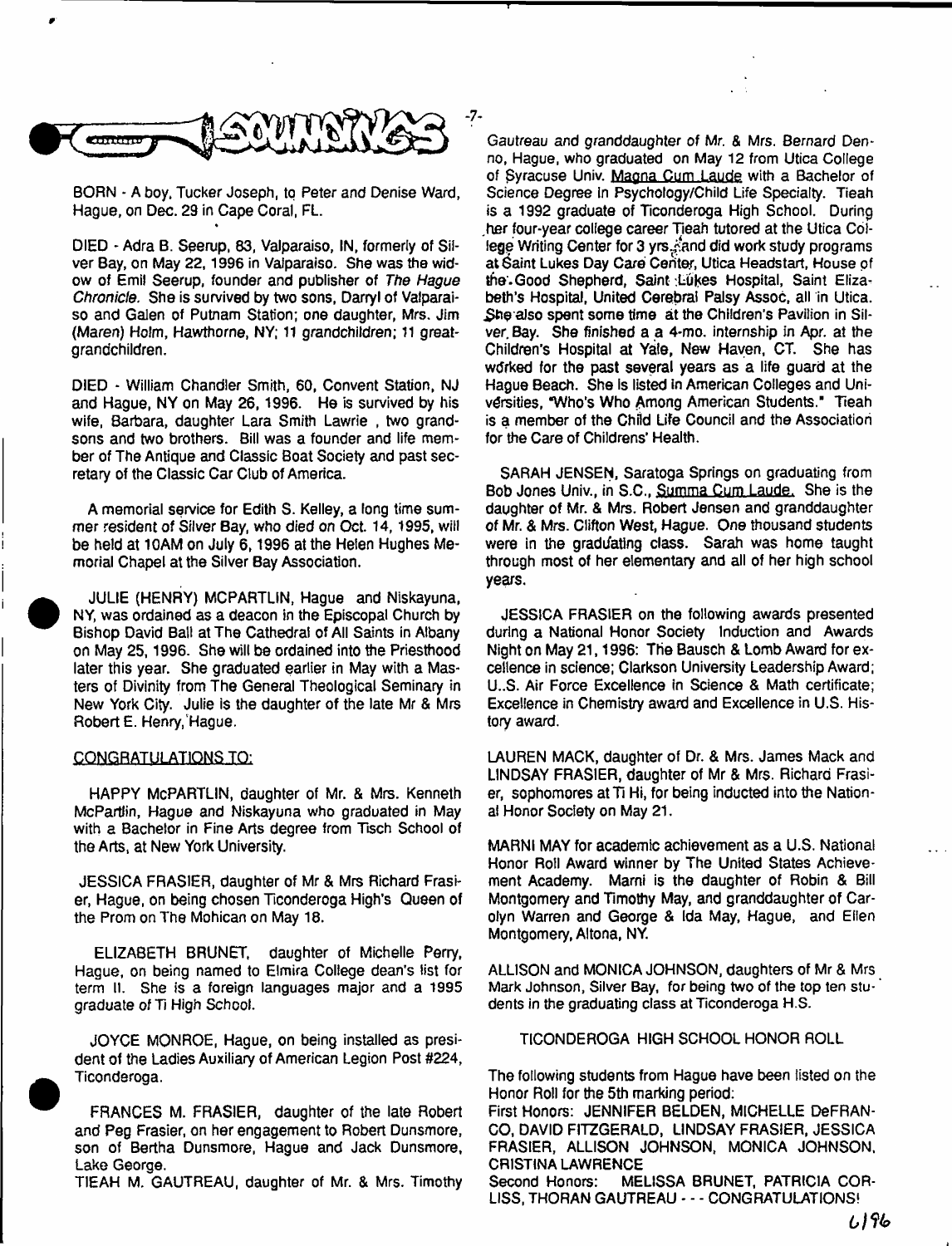# SOUNDINGS

BORN - A boy, Tucker Joseph, to Peter and Denise Ward, Hague, on Dec. 29 in Cape Coral, FL.

DIED - Adra B. Seerup, 83, Valparaiso, IN, formerly of Silver Bay, on May 22, 1996 in Valparaiso. She was the widow of Emil Seerup, founder and publisher of *The Hague Chronicle.* She is survived by two sons, Darryl of Valparaiso and Galen of Putnam Station; one daughter, Mrs. Jim (Maren) Holm, Hawthorne, NY; 11 grandchildren; 11 greatgrandchildren.

DIED - William Chandler Smith, 60, Convent Station, NJ and Hague, NY on May 26, 1996. He is survived by his wife, Barbara, daughter Lara Smith Lawrie , two grandsons and two brothers. Bill was a founder and life member of The Antique and Classic Boat Society and past secretary of the Classic Car Club of America.

A memorial service for Edith S. Kelley, a long time summer resident of Silver Bay, who died on Oct. 14, 1995, will be held at 10AM on July 6, 1996 at the Helen Hughes Memorial Chapel at the Silver Bay Association.

JULIE (HENRY) MCPARTLIN, Hague and Niskayuna, NY, was ordained as a deacon in the Episcopal Church by Bishop David Ball at The Cathedral of All Saints in Albany on May 25, 1996. She will be ordained into the Priesthood later this year. She graduated earlier in May with a Masters of Divinity from The General Theological Seminary in New York City. Julie is the daughter of the late Mr & Mrs Robert E. Henry, Hague.

## CONGRATULATIONS TO:

HAPPY McPARTLIN, daughter of Mr. & Mrs. Kenneth McPartlin, Hague and Niskayuna who graduated in May with a Bachelor in Fine Arts degree from Tisch School of the Arts, at New York University.

JESSICA FRASIER, daughter of Mr & Mrs Richard Frasier, Hague, on being chosen Ticonderoga High's Queen of the Prom on The Mohican on May 18.

ELIZABETH BRUNET, daughter of Michelle Perry, Hague, on being named to Elmira College dean's list for term II. She is a foreign languages major and a 1995 graduate of Ti High School.

JOYCE MONROE, Hague, on being installed as president of the Ladies Auxiliary of American Legion Post #224, Ticonderoga.

FRANCES M. FRASIER, daughter of the late Robert and Peg Frasier, on her engagement to Robert Dunsmore, son of Bertha Dunsmore, Hague and Jack Dunsmore, Lake George.

TIEAH M. GAUTREAU, daughter of Mr. & Mrs. Timothy Gautreau and granddaughter of Mr. & Mrs. Bernard Denno, Hague, who graduated on May 12 from Utica College of Syracuse Univ. Magna Cum Laude with a Bachelor of Science Degree in Psychology/Child Life Specialty. Tieah is a 1992 graduate of Ticonderoga High School. During her four-year college career Tieah tutored at the Utica College Writing Center for 3 yrs. and did work study programs at Saint Lukes Day Care Center, Utica Headstart, House of the Good Shepherd, Saint Lukes Hospital, Saint Elizabeth's Hospital, United Cerebral Palsy Assoc, all in Utica. She also spent some time at the Children's Pavilion in Silver Bay. She finished a a 4-mo. internship in Apr. at the Children's Hospital at Yale, New Haven, CT. She has worked for the past several years as a life guard at the Hague Beach. She is listed in American Colleges and Universities, "Who's Who Among American Students." Tieah is a member of the Child Life Council and the Association for the Care of Childrens' Health.

SARAH JENSEN, Saratoga Springs on graduating from Bob Jones Univ., in S.C., Summa Cum Laude. She is the daughter of Mr. & Mrs. Robert Jensen and granddaughter of Mr. & Mrs. Clifton West, Hague. One thousand students were in the graduating class. Sarah was home taught through most of her elementary and all of her high school years.

JESSICA FRASIER on the following awards presented during a National Honor Society Induction and Awards Night on May 21, 1996: The Bausch & Lomb Award for excellence in science; Clarkson University Leadership Award; U..S. Air Force Excellence in Science & Math certificate; Excellence in Chemistry award and Excellence in U.S. History award.

LAUREN MACK, daughter of Dr. & Mrs. James Mack and LINDSAY FRASIER, daughter of Mr & Mrs. Richard Frasier, sophomores at Ti Hi, for being inducted into the National Honor Society on May 21.

MARNI MAY for academic achievement as a U.S. National Honor Roll Award winner by The United States Achievement Academy. Marni is the daughter of Robin & Bill Montgomery and Timothy May, and granddaughter of Carolyn Warren and George & Ida May, Hague, and Ellen Montgomery, Altona, NY.

ALLISON and MONICA JOHNSON, daughters of Mr & Mrs Mark Johnson, Silver Bay, for being two of the top ten students in the graduating class at Ticonderoga H.S.

## TICONDEROGA HIGH SCHOOL HONOR ROLL

The following students from Hague have been listed on the Honor Roll for the 5th marking period:

First Honors: JENNIFER BELDEN, MICHELLE DeFRANCO, DAVID FITZGERALD, LINDSAY FRASIER, JESSICA FRASIER, ALLISON JOHNSON, MONICA JOHNSON, CRISTINA LAWRENCE

Second Honors: MELISSA BRUNET, PATRICIA CORLISS, THORAN GAUTREAU - - - CONGRATULATIONS!

6/96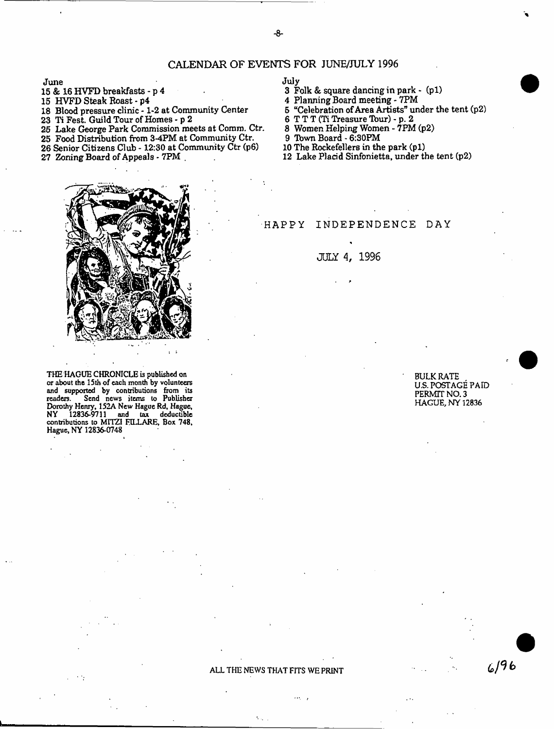## CALENDAR OF EVENTS FOR JUNE/JULY 1996

June
- 15 & 16 HVFD breakfasts - p 4
- 15 HVFD Steak Roast - p4
- 18 Blood pressure clinic - 1-2 at Community Center
- 23 Ti Fest. Guild Tour of Homes - p 2
- 25 Lake George Park Commission meets at Comm. Ctr.
- 25 Food Distribution from 3-4PM at Community Ctr.
- 26 Senior Citizens Club - 12:30 at Community Ctr (p6)
- 27 Zoning Board of Appeals - 7PM

July
- 3 Folk & square dancing in park - (p1)
- 4 Planning Board meeting - 7PM
- 5 "Celebration of Area Artists" under the tent (p2)
- 6 T T T (Ti Treasure Tour) - p. 2
- 8 Women Helping Women - 7PM (p2)
- 9 Town Board - 6:30PM
- 10 The Rockefellers in the park (p1)
- 12 Lake Placid Sinfonietta, under the tent (p2)

HAPPY INDEPENDENCE DAY

JULY 4, 1996

THE HAGUE CHRONICLE is published on or about the 15th of each month by volunteers and supported by contributions from its readers. Send news items to Publisher Dorothy Henry, 152A New Hague Rd, Hague, NY 12836-9711 and tax deductible contributions to MITZI FILLARE, Box 748, Hague, NY 12836-0748

BULK RATE
U.S. POSTAGE PAID
PERMIT NO. 3
HAGUE, NY 12836

ALL THE NEWS THAT FITS WE PRINT

6/96